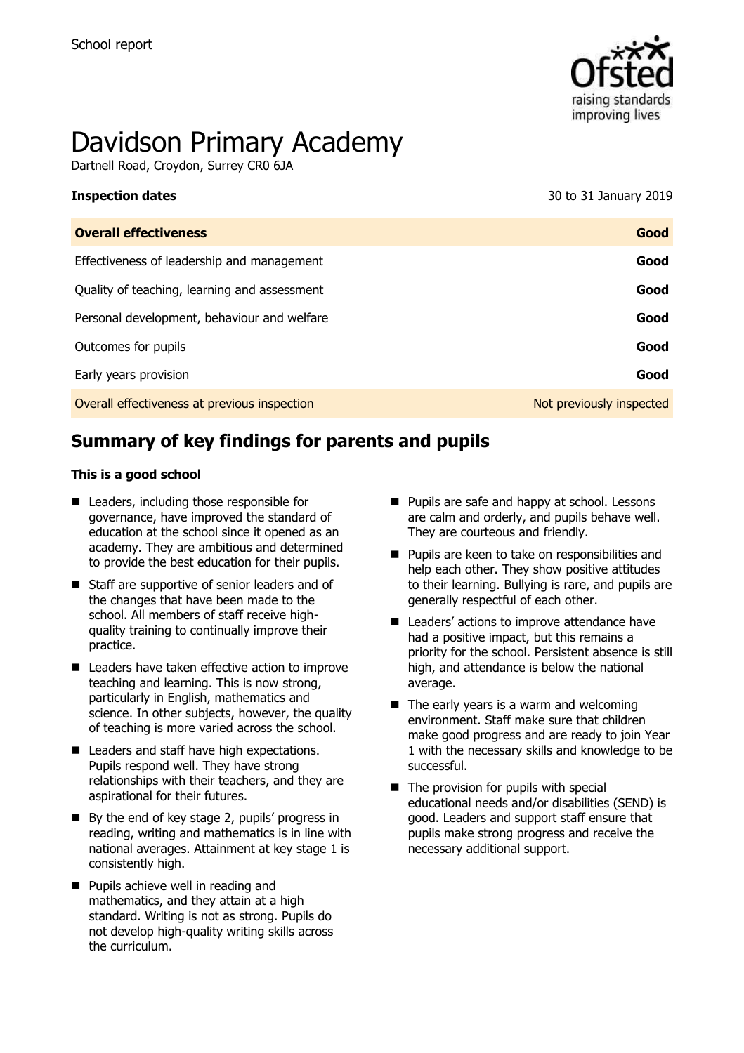School report

# Davidson Primary Academy

Dartnell Road, Croydon, Surrey CR0 6JA

**Inspection dates** 30 to 31 January 2019

| **Overall effectiveness** | **Good** |
|---|---|
| Effectiveness of leadership and management | **Good** |
| Quality of teaching, learning and assessment | **Good** |
| Personal development, behaviour and welfare | **Good** |
| Outcomes for pupils | **Good** |
| Early years provision | **Good** |
| Overall effectiveness at previous inspection | Not previously inspected |

## Summary of key findings for parents and pupils

**This is a good school**

- Leaders, including those responsible for governance, have improved the standard of education at the school since it opened as an academy. They are ambitious and determined to provide the best education for their pupils.
- Staff are supportive of senior leaders and of the changes that have been made to the school. All members of staff receive high-quality training to continually improve their practice.
- Leaders have taken effective action to improve teaching and learning. This is now strong, particularly in English, mathematics and science. In other subjects, however, the quality of teaching is more varied across the school.
- Leaders and staff have high expectations. Pupils respond well. They have strong relationships with their teachers, and they are aspirational for their futures.
- By the end of key stage 2, pupils' progress in reading, writing and mathematics is in line with national averages. Attainment at key stage 1 is consistently high.
- Pupils achieve well in reading and mathematics, and they attain at a high standard. Writing is not as strong. Pupils do not develop high-quality writing skills across the curriculum.
- Pupils are safe and happy at school. Lessons are calm and orderly, and pupils behave well. They are courteous and friendly.
- Pupils are keen to take on responsibilities and help each other. They show positive attitudes to their learning. Bullying is rare, and pupils are generally respectful of each other.
- Leaders' actions to improve attendance have had a positive impact, but this remains a priority for the school. Persistent absence is still high, and attendance is below the national average.
- The early years is a warm and welcoming environment. Staff make sure that children make good progress and are ready to join Year 1 with the necessary skills and knowledge to be successful.
- The provision for pupils with special educational needs and/or disabilities (SEND) is good. Leaders and support staff ensure that pupils make strong progress and receive the necessary additional support.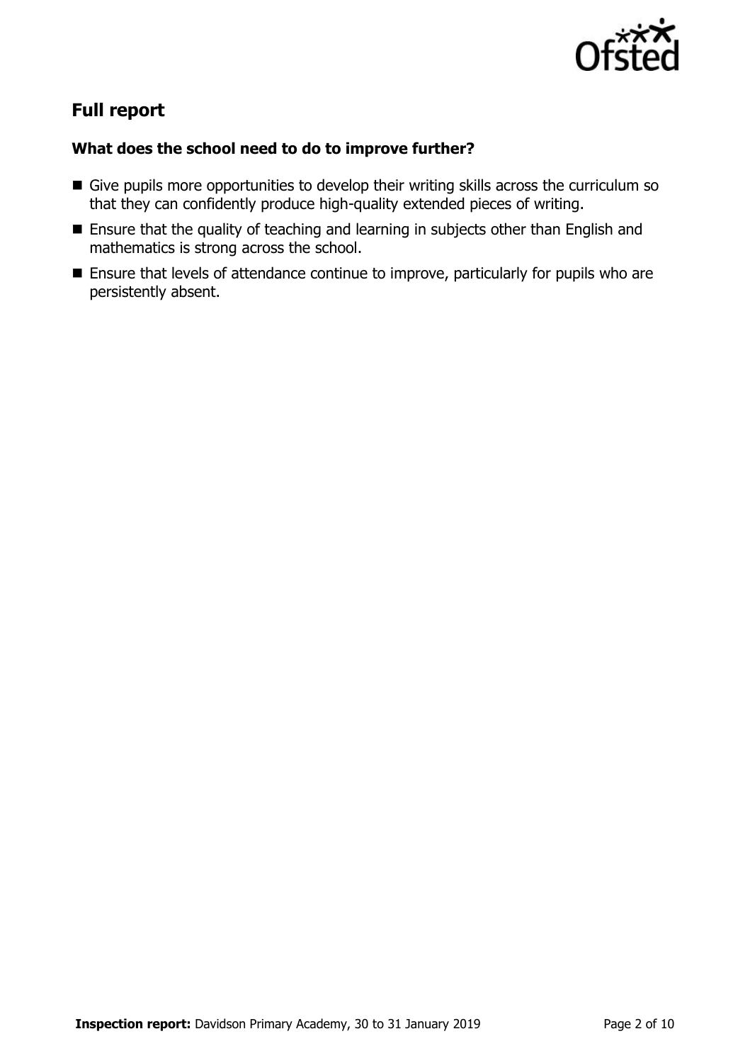## Full report

### What does the school need to do to improve further?

- Give pupils more opportunities to develop their writing skills across the curriculum so that they can confidently produce high-quality extended pieces of writing.
- Ensure that the quality of teaching and learning in subjects other than English and mathematics is strong across the school.
- Ensure that levels of attendance continue to improve, particularly for pupils who are persistently absent.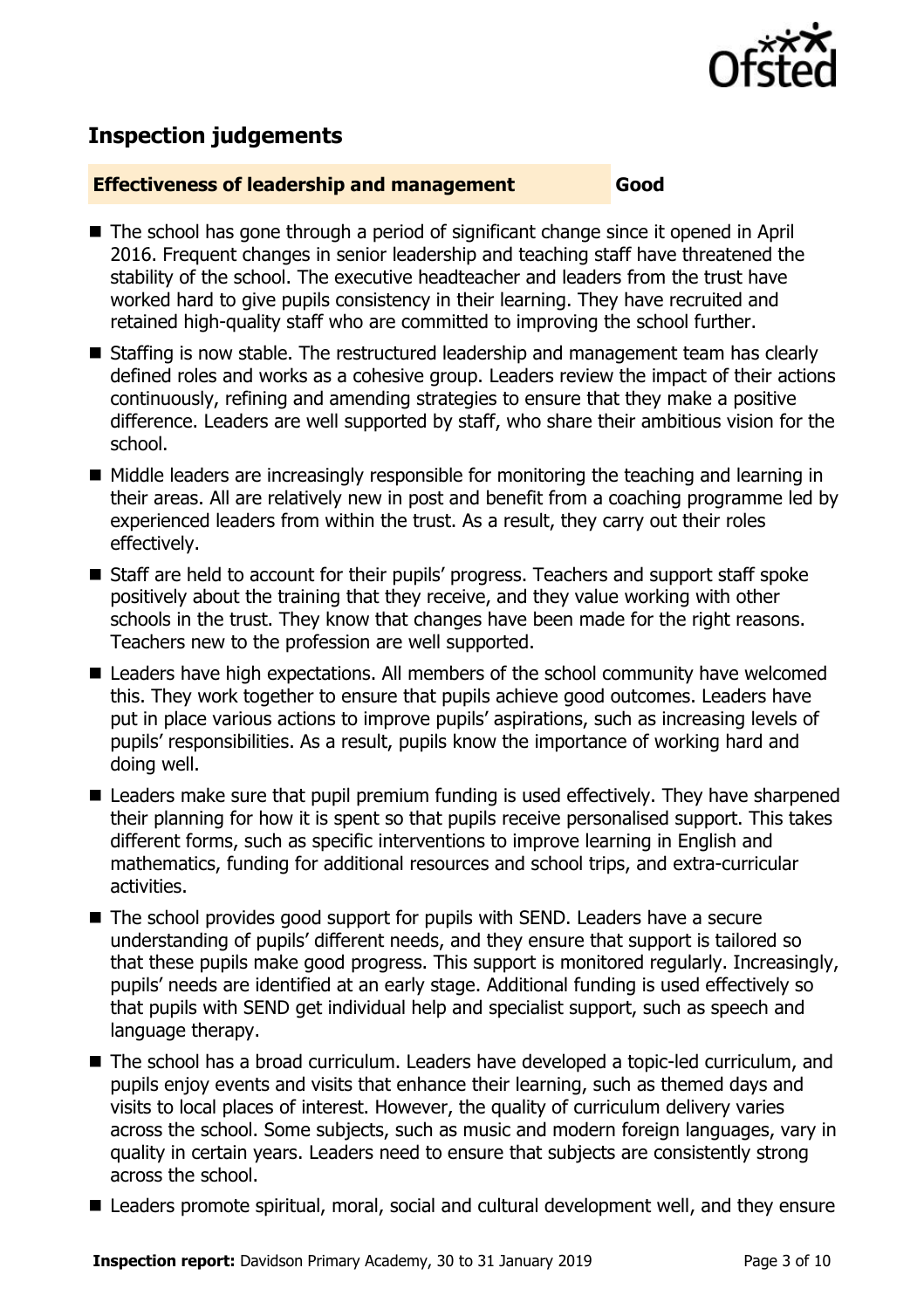## Inspection judgements

**Effectiveness of leadership and management** **Good**

- The school has gone through a period of significant change since it opened in April 2016. Frequent changes in senior leadership and teaching staff have threatened the stability of the school. The executive headteacher and leaders from the trust have worked hard to give pupils consistency in their learning. They have recruited and retained high-quality staff who are committed to improving the school further.
- Staffing is now stable. The restructured leadership and management team has clearly defined roles and works as a cohesive group. Leaders review the impact of their actions continuously, refining and amending strategies to ensure that they make a positive difference. Leaders are well supported by staff, who share their ambitious vision for the school.
- Middle leaders are increasingly responsible for monitoring the teaching and learning in their areas. All are relatively new in post and benefit from a coaching programme led by experienced leaders from within the trust. As a result, they carry out their roles effectively.
- Staff are held to account for their pupils' progress. Teachers and support staff spoke positively about the training that they receive, and they value working with other schools in the trust. They know that changes have been made for the right reasons. Teachers new to the profession are well supported.
- Leaders have high expectations. All members of the school community have welcomed this. They work together to ensure that pupils achieve good outcomes. Leaders have put in place various actions to improve pupils' aspirations, such as increasing levels of pupils' responsibilities. As a result, pupils know the importance of working hard and doing well.
- Leaders make sure that pupil premium funding is used effectively. They have sharpened their planning for how it is spent so that pupils receive personalised support. This takes different forms, such as specific interventions to improve learning in English and mathematics, funding for additional resources and school trips, and extra-curricular activities.
- The school provides good support for pupils with SEND. Leaders have a secure understanding of pupils' different needs, and they ensure that support is tailored so that these pupils make good progress. This support is monitored regularly. Increasingly, pupils' needs are identified at an early stage. Additional funding is used effectively so that pupils with SEND get individual help and specialist support, such as speech and language therapy.
- The school has a broad curriculum. Leaders have developed a topic-led curriculum, and pupils enjoy events and visits that enhance their learning, such as themed days and visits to local places of interest. However, the quality of curriculum delivery varies across the school. Some subjects, such as music and modern foreign languages, vary in quality in certain years. Leaders need to ensure that subjects are consistently strong across the school.
- Leaders promote spiritual, moral, social and cultural development well, and they ensure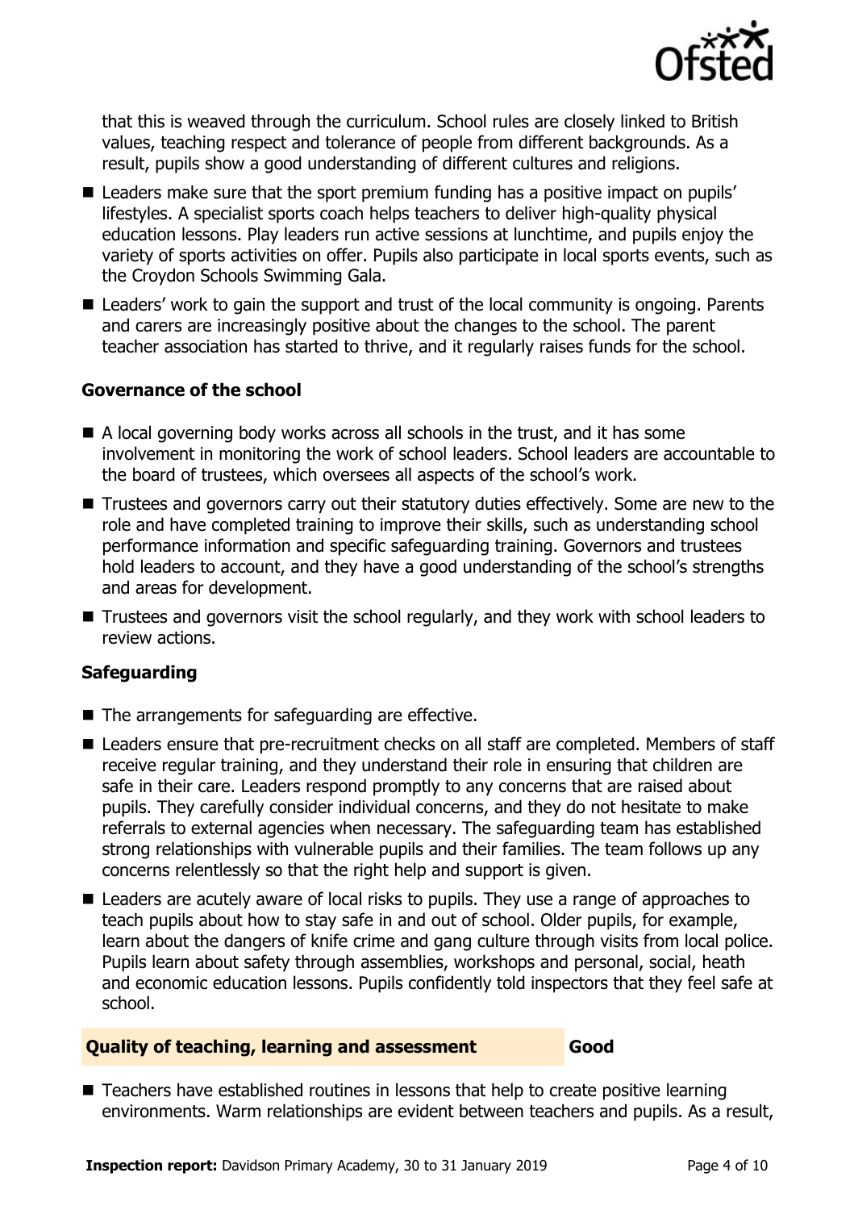that this is weaved through the curriculum. School rules are closely linked to British values, teaching respect and tolerance of people from different backgrounds. As a result, pupils show a good understanding of different cultures and religions.

- Leaders make sure that the sport premium funding has a positive impact on pupils' lifestyles. A specialist sports coach helps teachers to deliver high-quality physical education lessons. Play leaders run active sessions at lunchtime, and pupils enjoy the variety of sports activities on offer. Pupils also participate in local sports events, such as the Croydon Schools Swimming Gala.
- Leaders' work to gain the support and trust of the local community is ongoing. Parents and carers are increasingly positive about the changes to the school. The parent teacher association has started to thrive, and it regularly raises funds for the school.

### Governance of the school

- A local governing body works across all schools in the trust, and it has some involvement in monitoring the work of school leaders. School leaders are accountable to the board of trustees, which oversees all aspects of the school's work.
- Trustees and governors carry out their statutory duties effectively. Some are new to the role and have completed training to improve their skills, such as understanding school performance information and specific safeguarding training. Governors and trustees hold leaders to account, and they have a good understanding of the school's strengths and areas for development.
- Trustees and governors visit the school regularly, and they work with school leaders to review actions.

### Safeguarding

- The arrangements for safeguarding are effective.
- Leaders ensure that pre-recruitment checks on all staff are completed. Members of staff receive regular training, and they understand their role in ensuring that children are safe in their care. Leaders respond promptly to any concerns that are raised about pupils. They carefully consider individual concerns, and they do not hesitate to make referrals to external agencies when necessary. The safeguarding team has established strong relationships with vulnerable pupils and their families. The team follows up any concerns relentlessly so that the right help and support is given.
- Leaders are acutely aware of local risks to pupils. They use a range of approaches to teach pupils about how to stay safe in and out of school. Older pupils, for example, learn about the dangers of knife crime and gang culture through visits from local police. Pupils learn about safety through assemblies, workshops and personal, social, heath and economic education lessons. Pupils confidently told inspectors that they feel safe at school.

## Quality of teaching, learning and assessment — Good

- Teachers have established routines in lessons that help to create positive learning environments. Warm relationships are evident between teachers and pupils. As a result,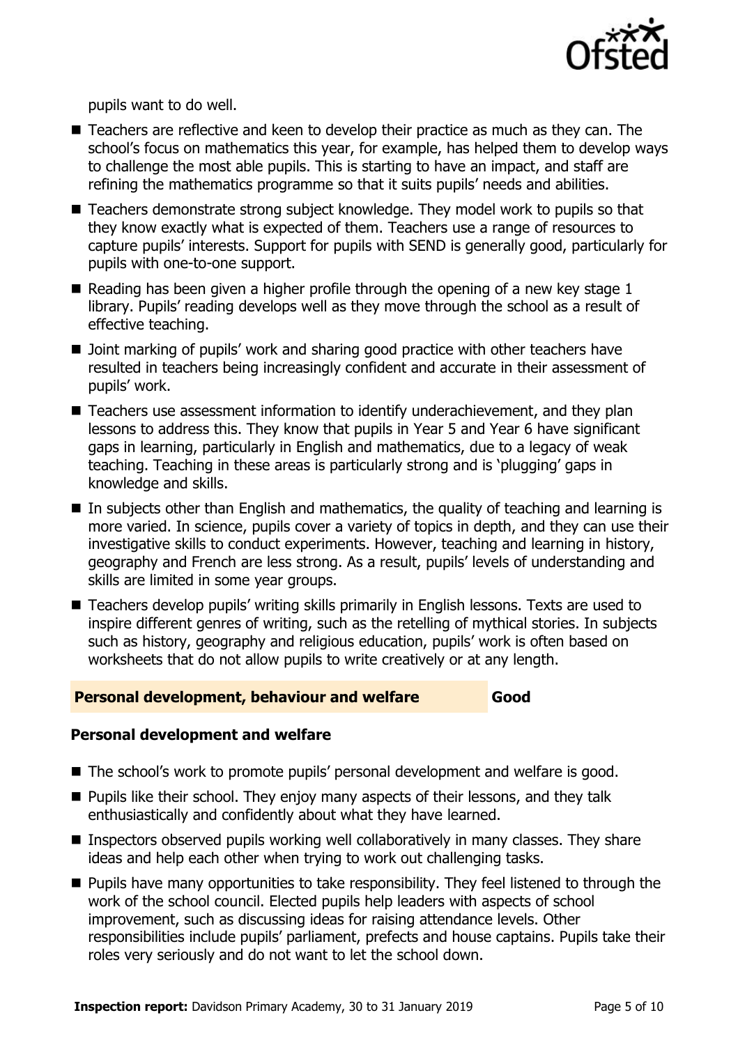pupils want to do well.

- Teachers are reflective and keen to develop their practice as much as they can. The school's focus on mathematics this year, for example, has helped them to develop ways to challenge the most able pupils. This is starting to have an impact, and staff are refining the mathematics programme so that it suits pupils' needs and abilities.
- Teachers demonstrate strong subject knowledge. They model work to pupils so that they know exactly what is expected of them. Teachers use a range of resources to capture pupils' interests. Support for pupils with SEND is generally good, particularly for pupils with one-to-one support.
- Reading has been given a higher profile through the opening of a new key stage 1 library. Pupils' reading develops well as they move through the school as a result of effective teaching.
- Joint marking of pupils' work and sharing good practice with other teachers have resulted in teachers being increasingly confident and accurate in their assessment of pupils' work.
- Teachers use assessment information to identify underachievement, and they plan lessons to address this. They know that pupils in Year 5 and Year 6 have significant gaps in learning, particularly in English and mathematics, due to a legacy of weak teaching. Teaching in these areas is particularly strong and is 'plugging' gaps in knowledge and skills.
- In subjects other than English and mathematics, the quality of teaching and learning is more varied. In science, pupils cover a variety of topics in depth, and they can use their investigative skills to conduct experiments. However, teaching and learning in history, geography and French are less strong. As a result, pupils' levels of understanding and skills are limited in some year groups.
- Teachers develop pupils' writing skills primarily in English lessons. Texts are used to inspire different genres of writing, such as the retelling of mythical stories. In subjects such as history, geography and religious education, pupils' work is often based on worksheets that do not allow pupils to write creatively or at any length.

## Personal development, behaviour and welfare — Good

### Personal development and welfare

- The school's work to promote pupils' personal development and welfare is good.
- Pupils like their school. They enjoy many aspects of their lessons, and they talk enthusiastically and confidently about what they have learned.
- Inspectors observed pupils working well collaboratively in many classes. They share ideas and help each other when trying to work out challenging tasks.
- Pupils have many opportunities to take responsibility. They feel listened to through the work of the school council. Elected pupils help leaders with aspects of school improvement, such as discussing ideas for raising attendance levels. Other responsibilities include pupils' parliament, prefects and house captains. Pupils take their roles very seriously and do not want to let the school down.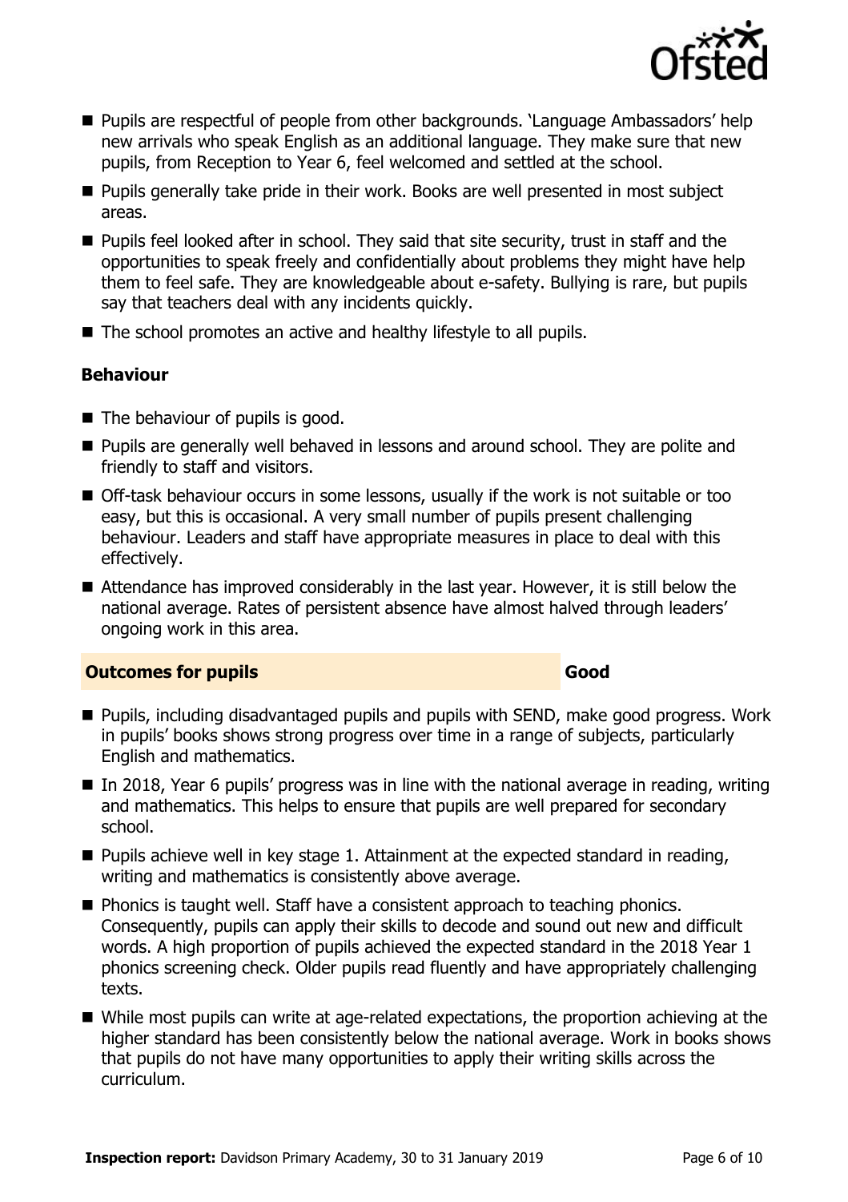- Pupils are respectful of people from other backgrounds. 'Language Ambassadors' help new arrivals who speak English as an additional language. They make sure that new pupils, from Reception to Year 6, feel welcomed and settled at the school.
- Pupils generally take pride in their work. Books are well presented in most subject areas.
- Pupils feel looked after in school. They said that site security, trust in staff and the opportunities to speak freely and confidentially about problems they might have help them to feel safe. They are knowledgeable about e-safety. Bullying is rare, but pupils say that teachers deal with any incidents quickly.
- The school promotes an active and healthy lifestyle to all pupils.

### Behaviour

- The behaviour of pupils is good.
- Pupils are generally well behaved in lessons and around school. They are polite and friendly to staff and visitors.
- Off-task behaviour occurs in some lessons, usually if the work is not suitable or too easy, but this is occasional. A very small number of pupils present challenging behaviour. Leaders and staff have appropriate measures in place to deal with this effectively.
- Attendance has improved considerably in the last year. However, it is still below the national average. Rates of persistent absence have almost halved through leaders' ongoing work in this area.

## Outcomes for pupils — Good

- Pupils, including disadvantaged pupils and pupils with SEND, make good progress. Work in pupils' books shows strong progress over time in a range of subjects, particularly English and mathematics.
- In 2018, Year 6 pupils' progress was in line with the national average in reading, writing and mathematics. This helps to ensure that pupils are well prepared for secondary school.
- Pupils achieve well in key stage 1. Attainment at the expected standard in reading, writing and mathematics is consistently above average.
- Phonics is taught well. Staff have a consistent approach to teaching phonics. Consequently, pupils can apply their skills to decode and sound out new and difficult words. A high proportion of pupils achieved the expected standard in the 2018 Year 1 phonics screening check. Older pupils read fluently and have appropriately challenging texts.
- While most pupils can write at age-related expectations, the proportion achieving at the higher standard has been consistently below the national average. Work in books shows that pupils do not have many opportunities to apply their writing skills across the curriculum.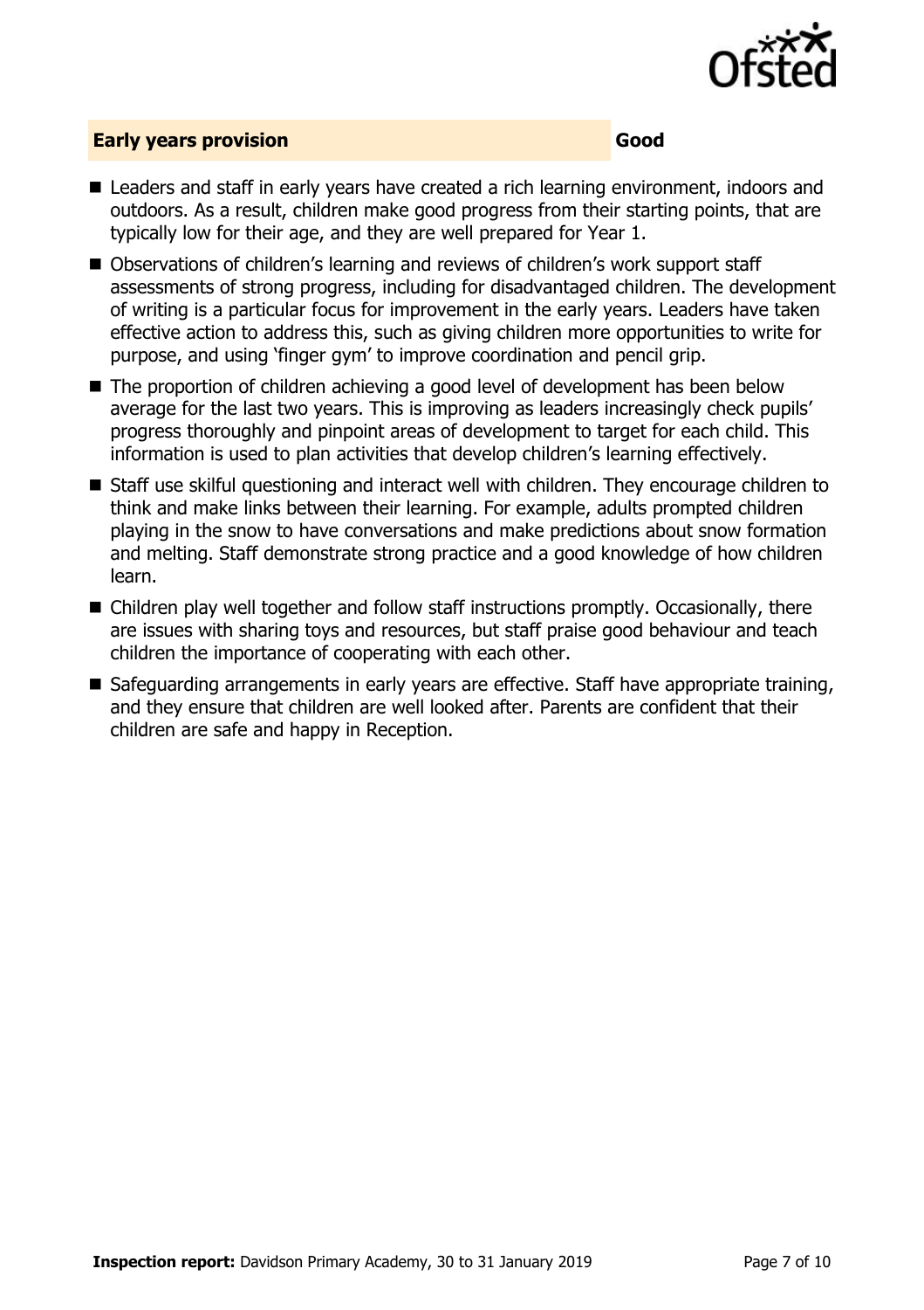## Early years provision — Good

- Leaders and staff in early years have created a rich learning environment, indoors and outdoors. As a result, children make good progress from their starting points, that are typically low for their age, and they are well prepared for Year 1.
- Observations of children's learning and reviews of children's work support staff assessments of strong progress, including for disadvantaged children. The development of writing is a particular focus for improvement in the early years. Leaders have taken effective action to address this, such as giving children more opportunities to write for purpose, and using 'finger gym' to improve coordination and pencil grip.
- The proportion of children achieving a good level of development has been below average for the last two years. This is improving as leaders increasingly check pupils' progress thoroughly and pinpoint areas of development to target for each child. This information is used to plan activities that develop children's learning effectively.
- Staff use skilful questioning and interact well with children. They encourage children to think and make links between their learning. For example, adults prompted children playing in the snow to have conversations and make predictions about snow formation and melting. Staff demonstrate strong practice and a good knowledge of how children learn.
- Children play well together and follow staff instructions promptly. Occasionally, there are issues with sharing toys and resources, but staff praise good behaviour and teach children the importance of cooperating with each other.
- Safeguarding arrangements in early years are effective. Staff have appropriate training, and they ensure that children are well looked after. Parents are confident that their children are safe and happy in Reception.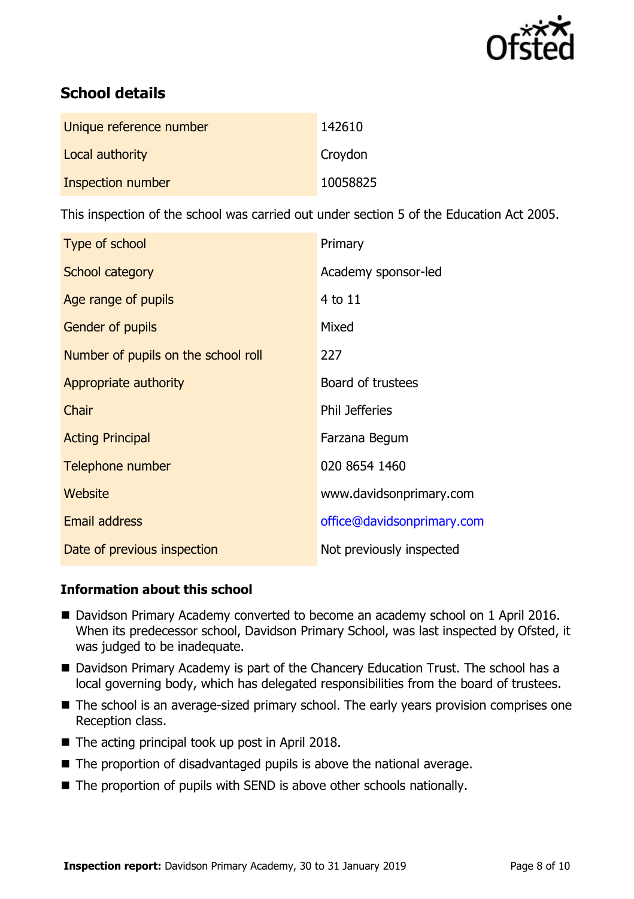## School details

| | |
|---|---|
| Unique reference number | 142610 |
| Local authority | Croydon |
| Inspection number | 10058825 |

This inspection of the school was carried out under section 5 of the Education Act 2005.

| | |
|---|---|
| Type of school | Primary |
| School category | Academy sponsor-led |
| Age range of pupils | 4 to 11 |
| Gender of pupils | Mixed |
| Number of pupils on the school roll | 227 |
| Appropriate authority | Board of trustees |
| Chair | Phil Jefferies |
| Acting Principal | Farzana Begum |
| Telephone number | 020 8654 1460 |
| Website | www.davidsonprimary.com |
| Email address | office@davidsonprimary.com |
| Date of previous inspection | Not previously inspected |

### Information about this school

- Davidson Primary Academy converted to become an academy school on 1 April 2016. When its predecessor school, Davidson Primary School, was last inspected by Ofsted, it was judged to be inadequate.
- Davidson Primary Academy is part of the Chancery Education Trust. The school has a local governing body, which has delegated responsibilities from the board of trustees.
- The school is an average-sized primary school. The early years provision comprises one Reception class.
- The acting principal took up post in April 2018.
- The proportion of disadvantaged pupils is above the national average.
- The proportion of pupils with SEND is above other schools nationally.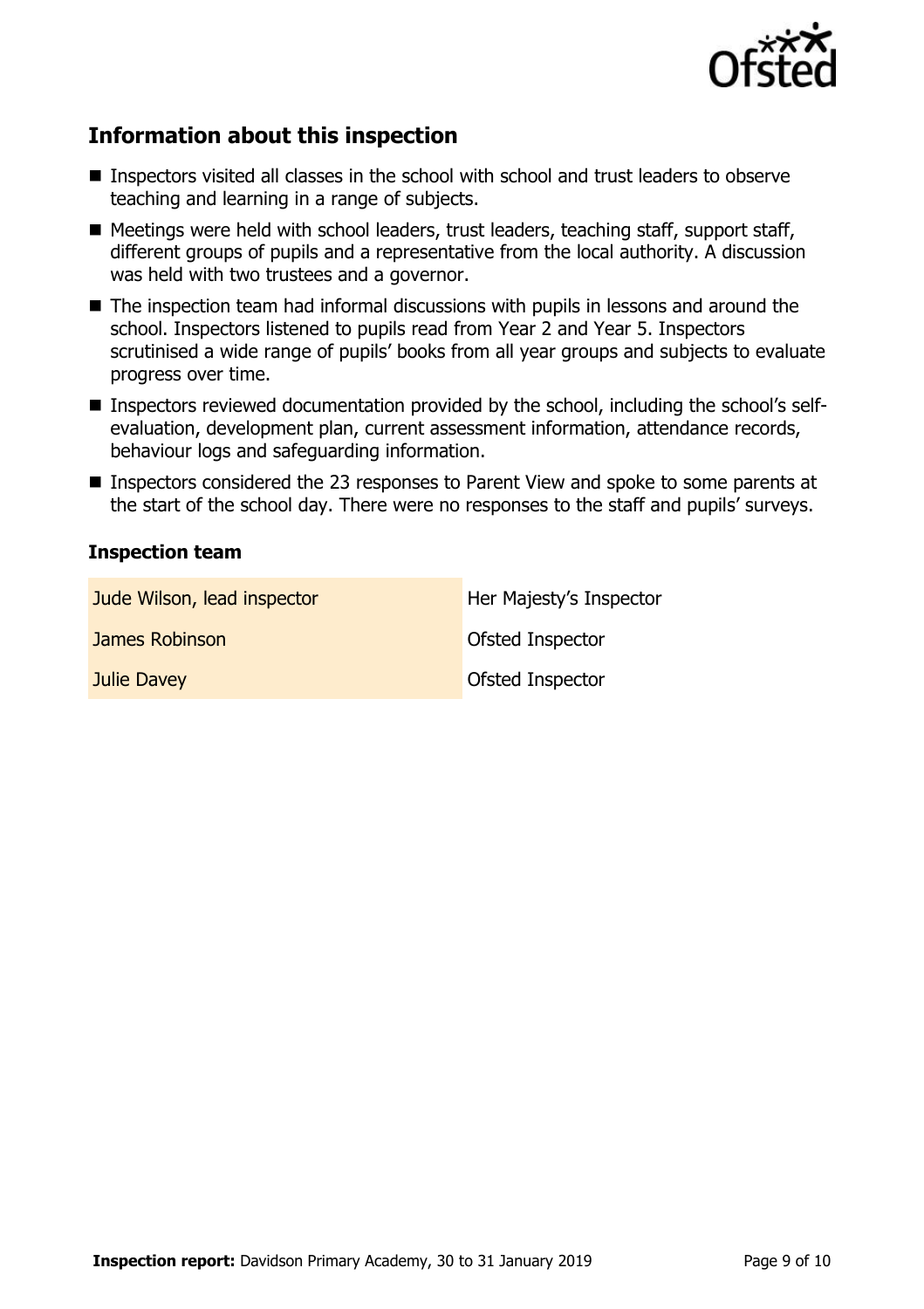## Information about this inspection

- Inspectors visited all classes in the school with school and trust leaders to observe teaching and learning in a range of subjects.
- Meetings were held with school leaders, trust leaders, teaching staff, support staff, different groups of pupils and a representative from the local authority. A discussion was held with two trustees and a governor.
- The inspection team had informal discussions with pupils in lessons and around the school. Inspectors listened to pupils read from Year 2 and Year 5. Inspectors scrutinised a wide range of pupils' books from all year groups and subjects to evaluate progress over time.
- Inspectors reviewed documentation provided by the school, including the school's self-evaluation, development plan, current assessment information, attendance records, behaviour logs and safeguarding information.
- Inspectors considered the 23 responses to Parent View and spoke to some parents at the start of the school day. There were no responses to the staff and pupils' surveys.

### Inspection team

| | |
|---|---|
| Jude Wilson, lead inspector | Her Majesty's Inspector |
| James Robinson | Ofsted Inspector |
| Julie Davey | Ofsted Inspector |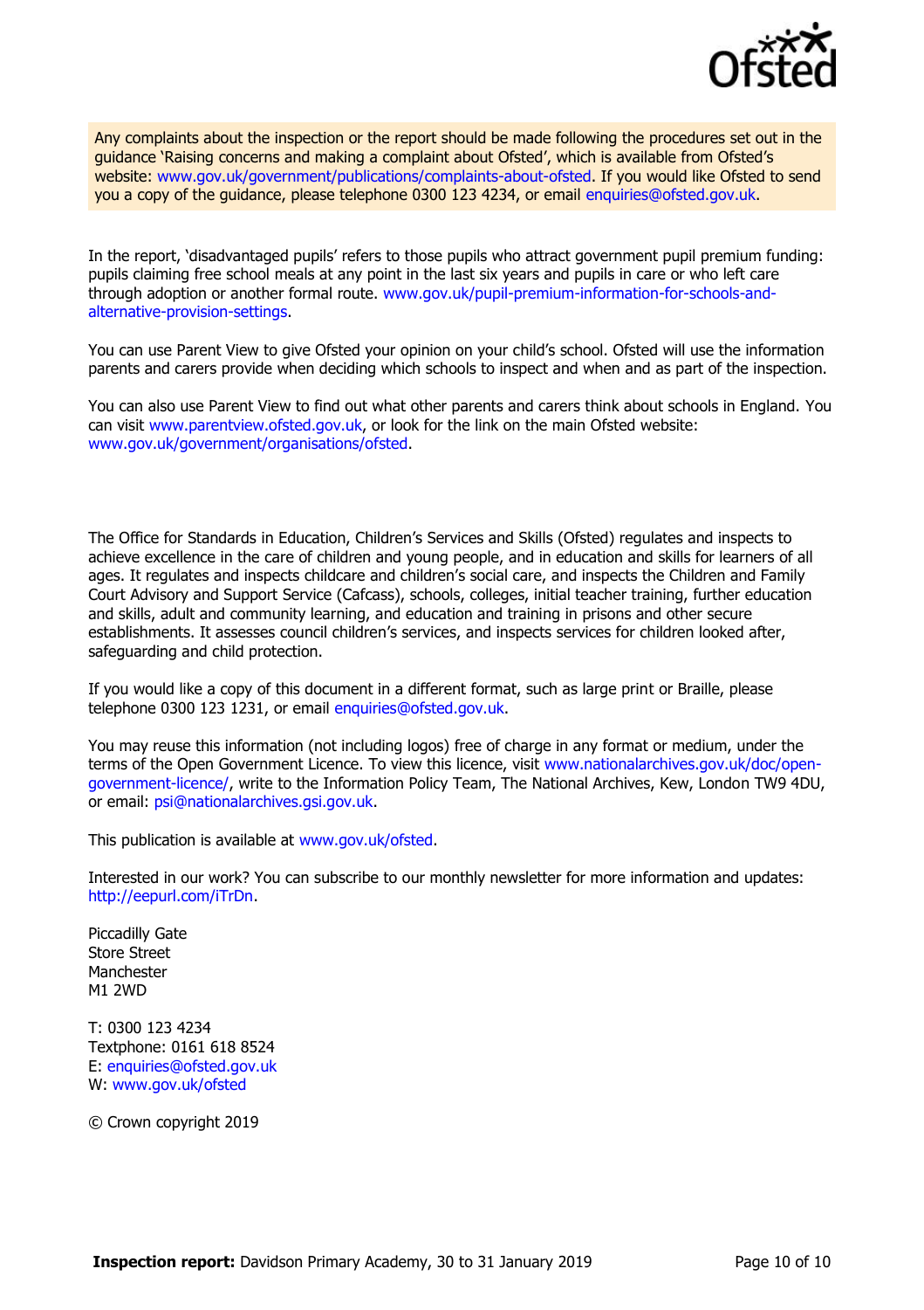Any complaints about the inspection or the report should be made following the procedures set out in the guidance 'Raising concerns and making a complaint about Ofsted', which is available from Ofsted's website: www.gov.uk/government/publications/complaints-about-ofsted. If you would like Ofsted to send you a copy of the guidance, please telephone 0300 123 4234, or email enquiries@ofsted.gov.uk.

In the report, 'disadvantaged pupils' refers to those pupils who attract government pupil premium funding: pupils claiming free school meals at any point in the last six years and pupils in care or who left care through adoption or another formal route. www.gov.uk/pupil-premium-information-for-schools-and-alternative-provision-settings.

You can use Parent View to give Ofsted your opinion on your child's school. Ofsted will use the information parents and carers provide when deciding which schools to inspect and when and as part of the inspection.

You can also use Parent View to find out what other parents and carers think about schools in England. You can visit www.parentview.ofsted.gov.uk, or look for the link on the main Ofsted website: www.gov.uk/government/organisations/ofsted.

The Office for Standards in Education, Children's Services and Skills (Ofsted) regulates and inspects to achieve excellence in the care of children and young people, and in education and skills for learners of all ages. It regulates and inspects childcare and children's social care, and inspects the Children and Family Court Advisory and Support Service (Cafcass), schools, colleges, initial teacher training, further education and skills, adult and community learning, and education and training in prisons and other secure establishments. It assesses council children's services, and inspects services for children looked after, safeguarding and child protection.

If you would like a copy of this document in a different format, such as large print or Braille, please telephone 0300 123 1231, or email enquiries@ofsted.gov.uk.

You may reuse this information (not including logos) free of charge in any format or medium, under the terms of the Open Government Licence. To view this licence, visit www.nationalarchives.gov.uk/doc/open-government-licence/, write to the Information Policy Team, The National Archives, Kew, London TW9 4DU, or email: psi@nationalarchives.gsi.gov.uk.

This publication is available at www.gov.uk/ofsted.

Interested in our work? You can subscribe to our monthly newsletter for more information and updates: http://eepurl.com/iTrDn.

Piccadilly Gate  
Store Street  
Manchester  
M1 2WD

T: 0300 123 4234  
Textphone: 0161 618 8524  
E: enquiries@ofsted.gov.uk  
W: www.gov.uk/ofsted

© Crown copyright 2019